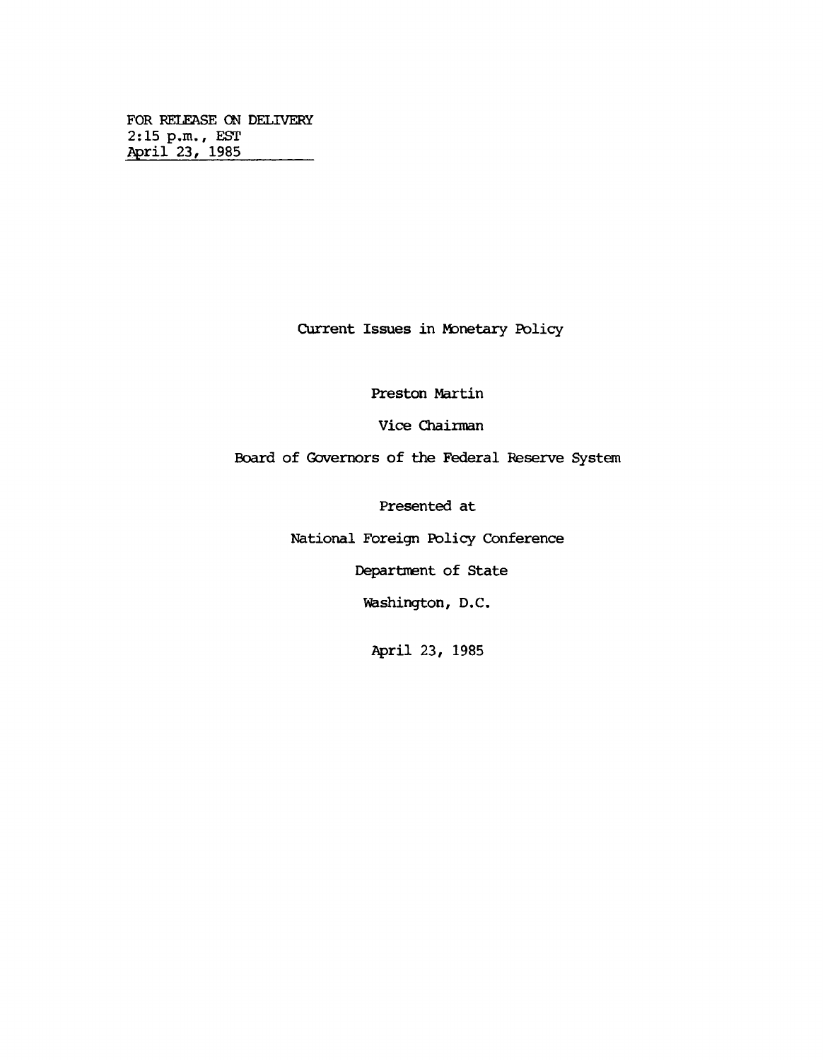FOR RELEASE ON DELIVERY
2:15 p.m., EST
April 23, 1985

# Current Issues in Monetary Policy

Preston Martin

Vice Chairman

Board of Governors of the Federal Reserve System

Presented at

National Foreign Policy Conference

Department of State

Washington, D.C.

April 23, 1985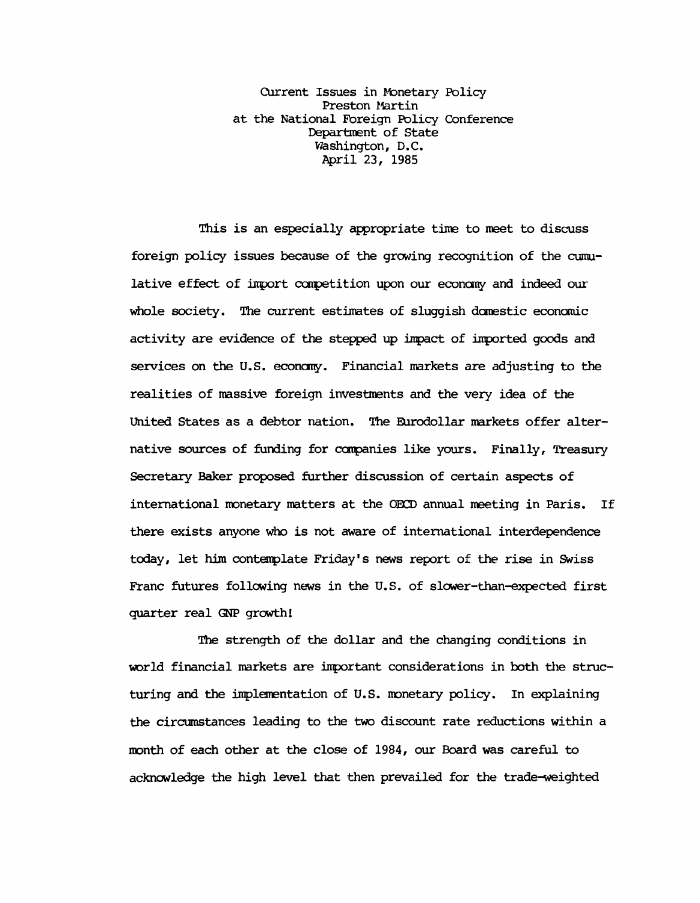Current Issues in Monetary Policy
Preston Martin
at the National Foreign Policy Conference
Department of State
Washington, D.C.
April 23, 1985

This is an especially appropriate time to meet to discuss foreign policy issues because of the growing recognition of the cumulative effect of import competition upon our economy and indeed our whole society. The current estimates of sluggish domestic economic activity are evidence of the stepped up impact of imported goods and services on the U.S. economy. Financial markets are adjusting to the realities of massive foreign investments and the very idea of the United States as a debtor nation. The Eurodollar markets offer alternative sources of funding for companies like yours. Finally, Treasury Secretary Baker proposed further discussion of certain aspects of international monetary matters at the OECD annual meeting in Paris. If there exists anyone who is not aware of international interdependence today, let him contemplate Friday's news report of the rise in Swiss Franc futures following news in the U.S. of slower-than-expected first quarter real GNP growth!

The strength of the dollar and the changing conditions in world financial markets are important considerations in both the structuring and the implementation of U.S. monetary policy. In explaining the circumstances leading to the two discount rate reductions within a month of each other at the close of 1984, our Board was careful to acknowledge the high level that then prevailed for the trade-weighted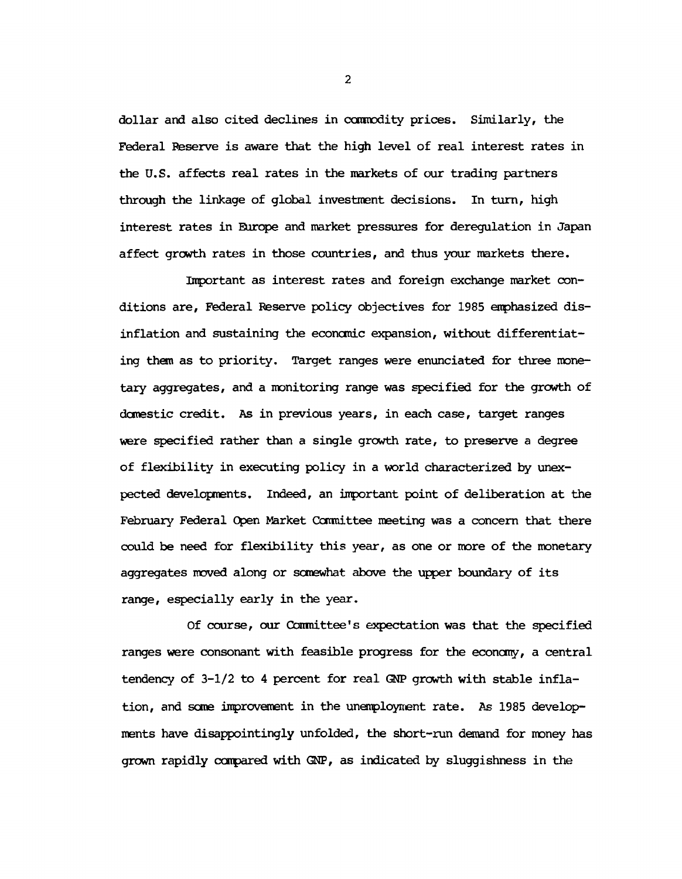dollar and also cited declines in commodity prices. Similarly, the Federal Reserve is aware that the high level of real interest rates in the U.S. affects real rates in the markets of our trading partners through the linkage of global investment decisions. In turn, high interest rates in Europe and market pressures for deregulation in Japan affect growth rates in those countries, and thus your markets there.

Important as interest rates and foreign exchange market conditions are, Federal Reserve policy objectives for 1985 emphasized disinflation and sustaining the economic expansion, without differentiating them as to priority. Target ranges were enunciated for three monetary aggregates, and a monitoring range was specified for the growth of domestic credit. As in previous years, in each case, target ranges were specified rather than a single growth rate, to preserve a degree of flexibility in executing policy in a world characterized by unexpected developments. Indeed, an important point of deliberation at the February Federal Open Market Committee meeting was a concern that there could be need for flexibility this year, as one or more of the monetary aggregates moved along or somewhat above the upper boundary of its range, especially early in the year.

Of course, our Committee's expectation was that the specified ranges were consonant with feasible progress for the economy, a central tendency of 3-1/2 to 4 percent for real GNP growth with stable inflation, and some improvement in the unemployment rate. As 1985 developments have disappointingly unfolded, the short-run demand for money has grown rapidly compared with GNP, as indicated by sluggishness in the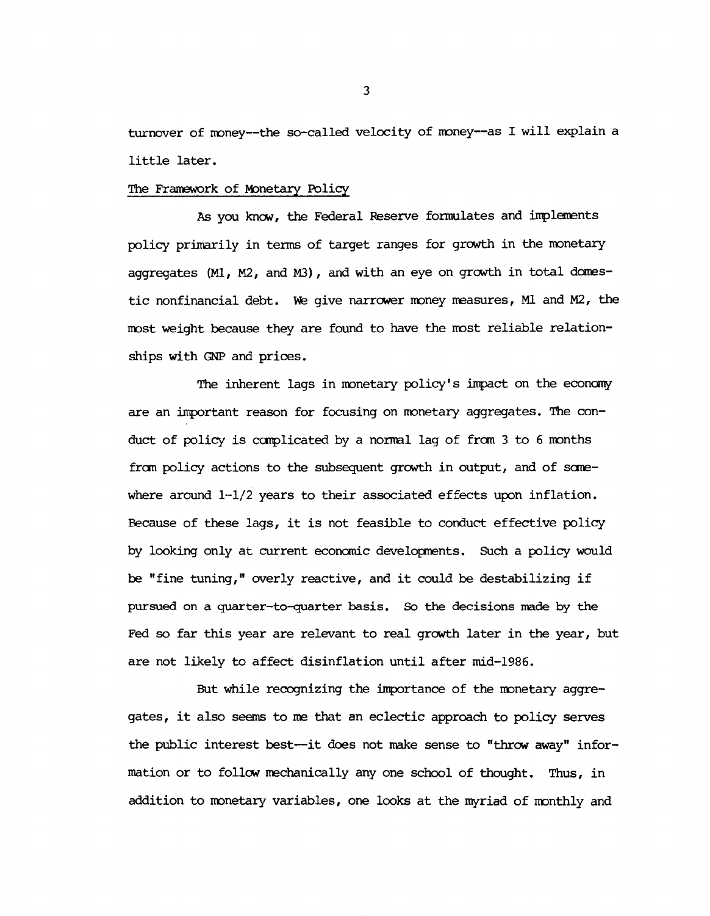turnover of money--the so-called velocity of money--as I will explain a little later.

## The Framework of Monetary Policy

As you know, the Federal Reserve formulates and implements policy primarily in terms of target ranges for growth in the monetary aggregates (M1, M2, and M3), and with an eye on growth in total domestic nonfinancial debt. We give narrower money measures, M1 and M2, the most weight because they are found to have the most reliable relationships with GNP and prices.

The inherent lags in monetary policy's impact on the economy are an important reason for focusing on monetary aggregates. The conduct of policy is complicated by a normal lag of from 3 to 6 months from policy actions to the subsequent growth in output, and of somewhere around 1-1/2 years to their associated effects upon inflation. Because of these lags, it is not feasible to conduct effective policy by looking only at current economic developments. Such a policy would be "fine tuning," overly reactive, and it could be destabilizing if pursued on a quarter-to-quarter basis. So the decisions made by the Fed so far this year are relevant to real growth later in the year, but are not likely to affect disinflation until after mid-1986.

But while recognizing the importance of the monetary aggregates, it also seems to me that an eclectic approach to policy serves the public interest best--it does not make sense to "throw away" information or to follow mechanically any one school of thought. Thus, in addition to monetary variables, one looks at the myriad of monthly and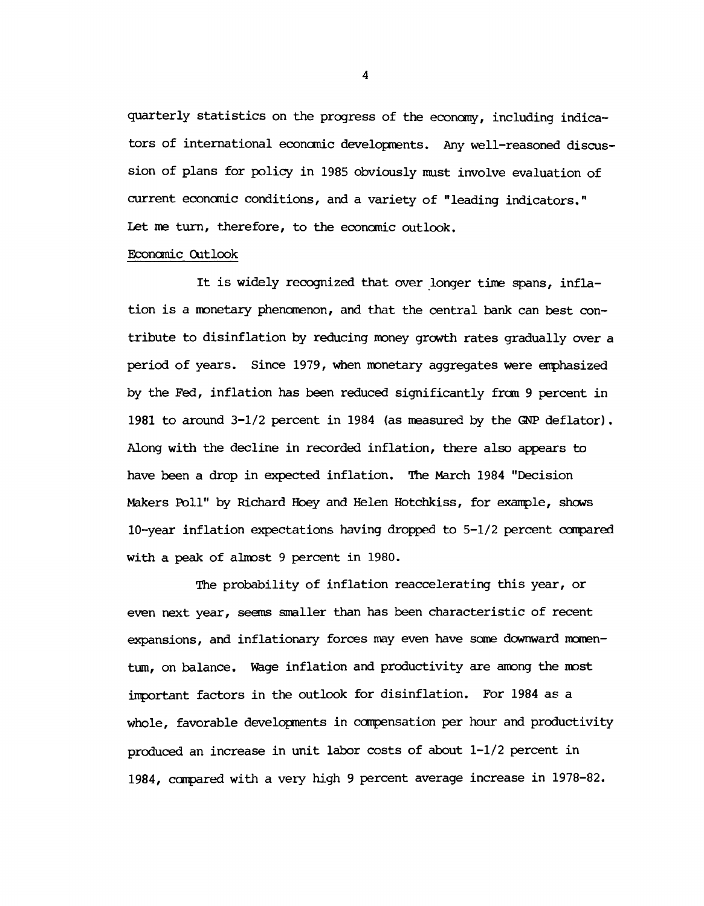quarterly statistics on the progress of the economy, including indicators of international economic developments. Any well-reasoned discussion of plans for policy in 1985 obviously must involve evaluation of current economic conditions, and a variety of "leading indicators." Let me turn, therefore, to the economic outlook.

Economic Outlook

It is widely recognized that over longer time spans, inflation is a monetary phenomenon, and that the central bank can best contribute to disinflation by reducing money growth rates gradually over a period of years. Since 1979, when monetary aggregates were emphasized by the Fed, inflation has been reduced significantly from 9 percent in 1981 to around 3-1/2 percent in 1984 (as measured by the GNP deflator). Along with the decline in recorded inflation, there also appears to have been a drop in expected inflation. The March 1984 "Decision Makers Poll" by Richard Hoey and Helen Hotchkiss, for example, shows 10-year inflation expectations having dropped to 5-1/2 percent compared with a peak of almost 9 percent in 1980.

The probability of inflation reaccelerating this year, or even next year, seems smaller than has been characteristic of recent expansions, and inflationary forces may even have some downward momentum, on balance. Wage inflation and productivity are among the most important factors in the outlook for disinflation. For 1984 as a whole, favorable developments in compensation per hour and productivity produced an increase in unit labor costs of about 1-1/2 percent in 1984, compared with a very high 9 percent average increase in 1978-82.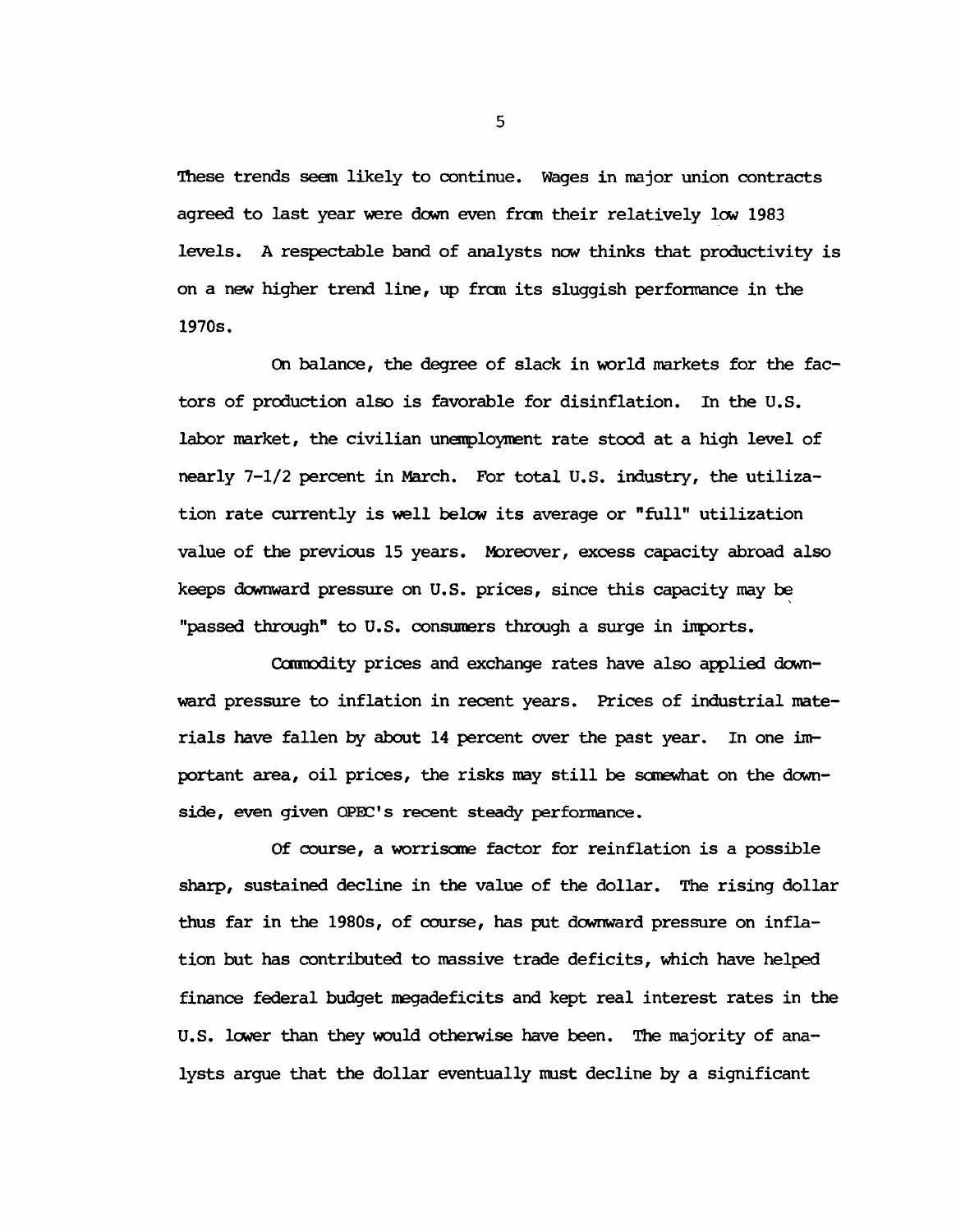These trends seem likely to continue. Wages in major union contracts agreed to last year were down even from their relatively low 1983 levels. A respectable band of analysts now thinks that productivity is on a new higher trend line, up from its sluggish performance in the 1970s.

On balance, the degree of slack in world markets for the factors of production also is favorable for disinflation. In the U.S. labor market, the civilian unemployment rate stood at a high level of nearly 7-1/2 percent in March. For total U.S. industry, the utilization rate currently is well below its average or "full" utilization value of the previous 15 years. Moreover, excess capacity abroad also keeps downward pressure on U.S. prices, since this capacity may be "passed through" to U.S. consumers through a surge in imports.

Commodity prices and exchange rates have also applied downward pressure to inflation in recent years. Prices of industrial materials have fallen by about 14 percent over the past year. In one important area, oil prices, the risks may still be somewhat on the downside, even given OPEC's recent steady performance.

Of course, a worrisome factor for reinflation is a possible sharp, sustained decline in the value of the dollar. The rising dollar thus far in the 1980s, of course, has put downward pressure on inflation but has contributed to massive trade deficits, which have helped finance federal budget megadeficits and kept real interest rates in the U.S. lower than they would otherwise have been. The majority of analysts argue that the dollar eventually must decline by a significant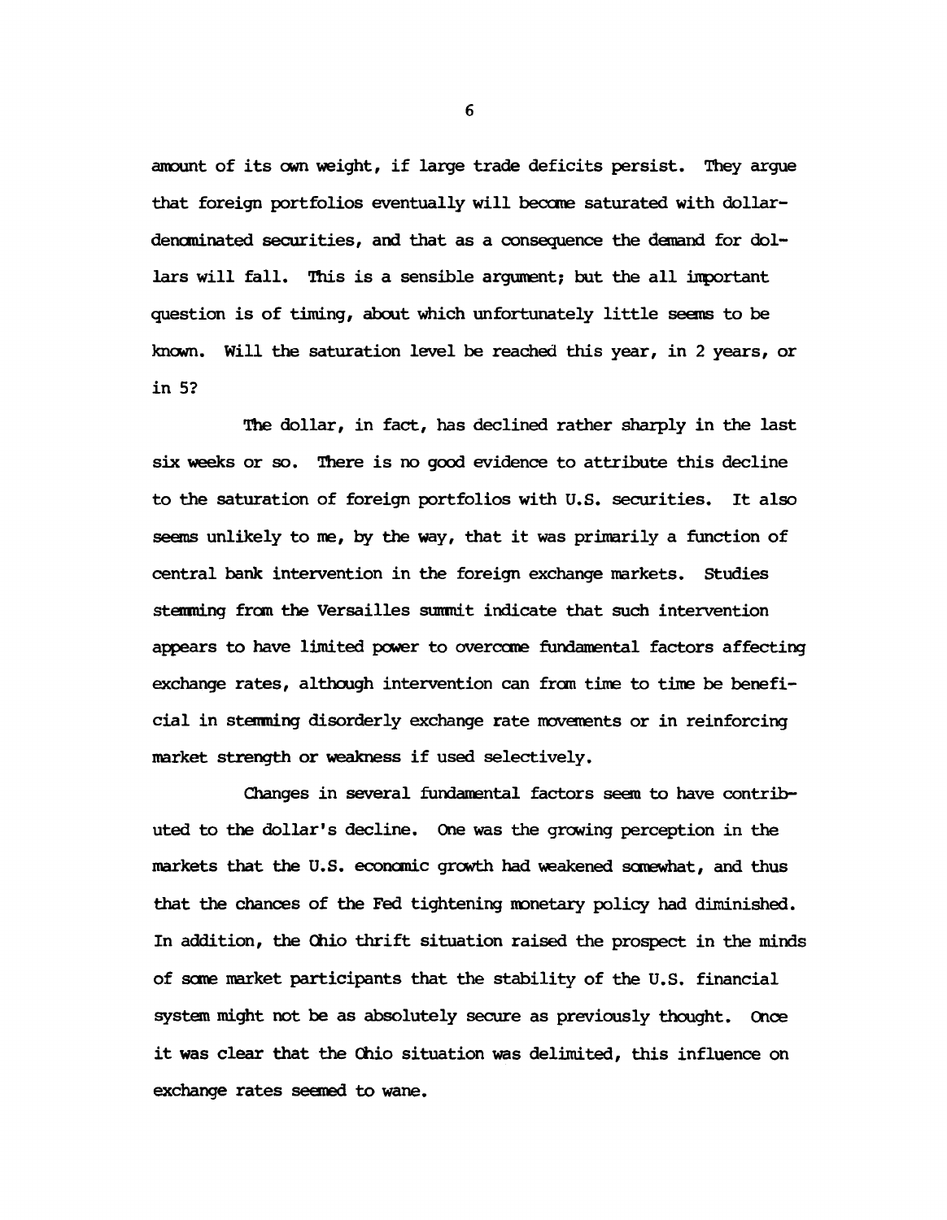amount of its own weight, if large trade deficits persist. They argue that foreign portfolios eventually will become saturated with dollar-denominated securities, and that as a consequence the demand for dollars will fall. This is a sensible argument; but the all important question is of timing, about which unfortunately little seems to be known. Will the saturation level be reached this year, in 2 years, or in 5?

The dollar, in fact, has declined rather sharply in the last six weeks or so. There is no good evidence to attribute this decline to the saturation of foreign portfolios with U.S. securities. It also seems unlikely to me, by the way, that it was primarily a function of central bank intervention in the foreign exchange markets. Studies stemming from the Versailles summit indicate that such intervention appears to have limited power to overcome fundamental factors affecting exchange rates, although intervention can from time to time be beneficial in stemming disorderly exchange rate movements or in reinforcing market strength or weakness if used selectively.

Changes in several fundamental factors seem to have contributed to the dollar's decline. One was the growing perception in the markets that the U.S. economic growth had weakened somewhat, and thus that the chances of the Fed tightening monetary policy had diminished. In addition, the Ohio thrift situation raised the prospect in the minds of some market participants that the stability of the U.S. financial system might not be as absolutely secure as previously thought. Once it was clear that the Ohio situation was delimited, this influence on exchange rates seemed to wane.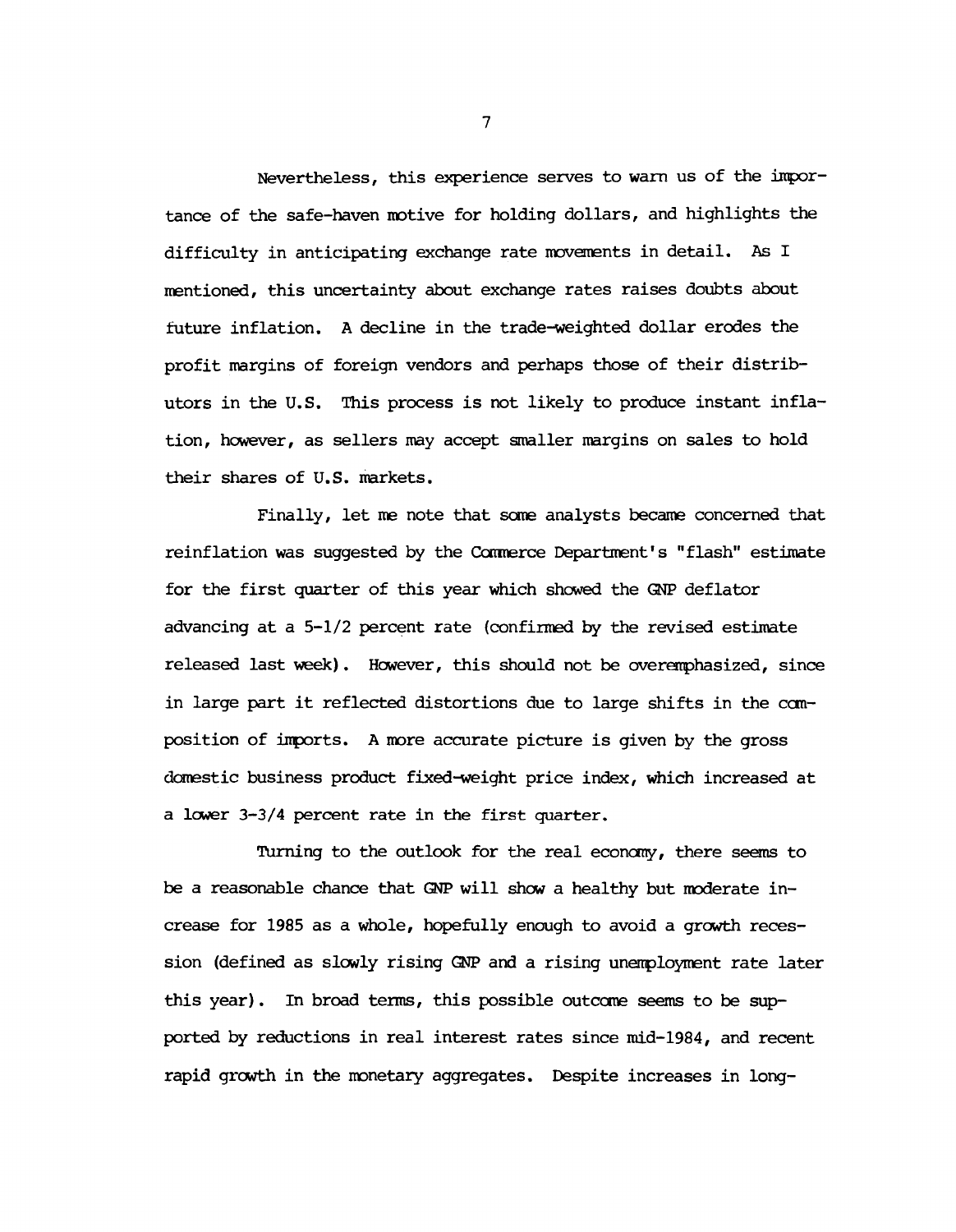Nevertheless, this experience serves to warn us of the importance of the safe-haven motive for holding dollars, and highlights the difficulty in anticipating exchange rate movements in detail. As I mentioned, this uncertainty about exchange rates raises doubts about future inflation. A decline in the trade-weighted dollar erodes the profit margins of foreign vendors and perhaps those of their distributors in the U.S. This process is not likely to produce instant inflation, however, as sellers may accept smaller margins on sales to hold their shares of U.S. markets.

Finally, let me note that some analysts became concerned that reinflation was suggested by the Commerce Department's "flash" estimate for the first quarter of this year which showed the GNP deflator advancing at a 5-1/2 percent rate (confirmed by the revised estimate released last week). However, this should not be overemphasized, since in large part it reflected distortions due to large shifts in the composition of imports. A more accurate picture is given by the gross domestic business product fixed-weight price index, which increased at a lower 3-3/4 percent rate in the first quarter.

Turning to the outlook for the real economy, there seems to be a reasonable chance that GNP will show a healthy but moderate increase for 1985 as a whole, hopefully enough to avoid a growth recession (defined as slowly rising GNP and a rising unemployment rate later this year). In broad terms, this possible outcome seems to be supported by reductions in real interest rates since mid-1984, and recent rapid growth in the monetary aggregates. Despite increases in long-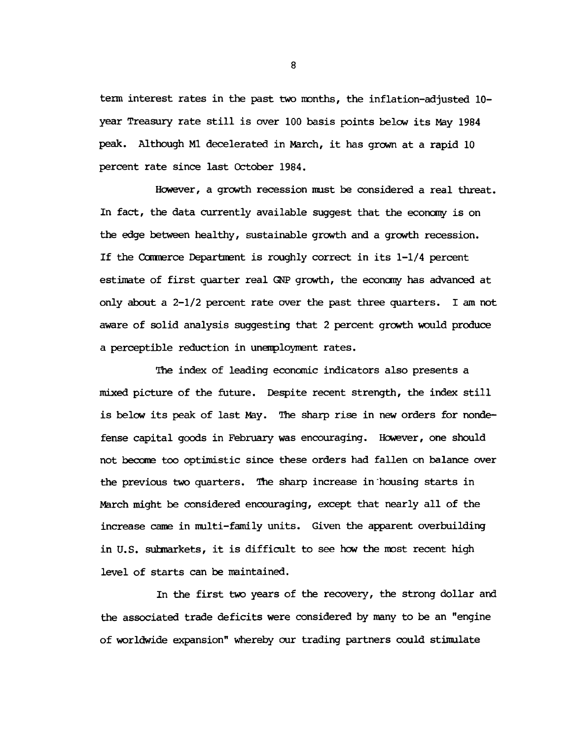term interest rates in the past two months, the inflation-adjusted 10-year Treasury rate still is over 100 basis points below its May 1984 peak. Although M1 decelerated in March, it has grown at a rapid 10 percent rate since last October 1984.

However, a growth recession must be considered a real threat. In fact, the data currently available suggest that the economy is on the edge between healthy, sustainable growth and a growth recession. If the Commerce Department is roughly correct in its 1-1/4 percent estimate of first quarter real GNP growth, the economy has advanced at only about a 2-1/2 percent rate over the past three quarters. I am not aware of solid analysis suggesting that 2 percent growth would produce a perceptible reduction in unemployment rates.

The index of leading economic indicators also presents a mixed picture of the future. Despite recent strength, the index still is below its peak of last May. The sharp rise in new orders for nondefense capital goods in February was encouraging. However, one should not become too optimistic since these orders had fallen on balance over the previous two quarters. The sharp increase in housing starts in March might be considered encouraging, except that nearly all of the increase came in multi-family units. Given the apparent overbuilding in U.S. submarkets, it is difficult to see how the most recent high level of starts can be maintained.

In the first two years of the recovery, the strong dollar and the associated trade deficits were considered by many to be an "engine of worldwide expansion" whereby our trading partners could stimulate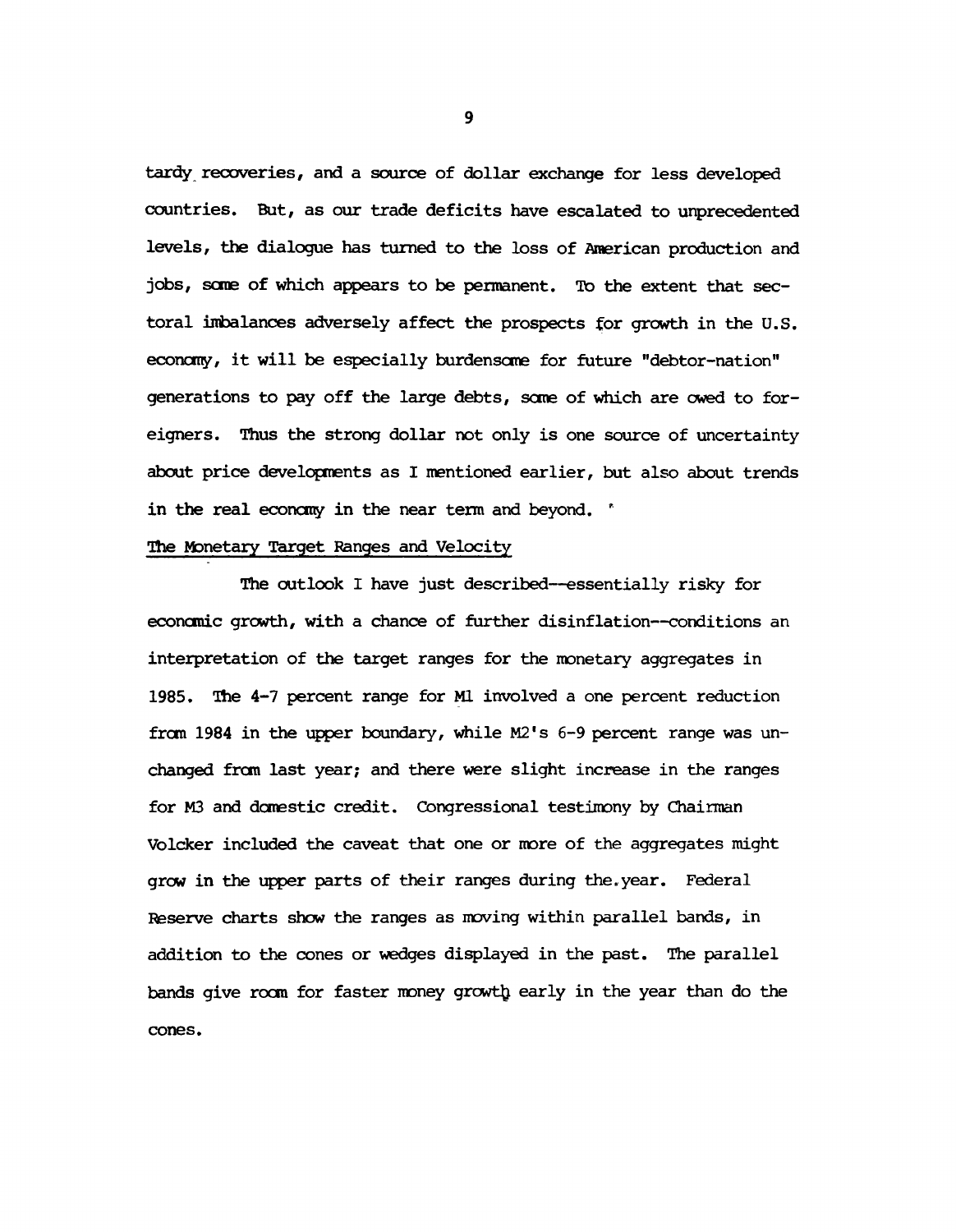tardy recoveries, and a source of dollar exchange for less developed countries. But, as our trade deficits have escalated to unprecedented levels, the dialogue has turned to the loss of American production and jobs, some of which appears to be permanent. To the extent that sectoral imbalances adversely affect the prospects for growth in the U.S. economy, it will be especially burdensome for future "debtor-nation" generations to pay off the large debts, some of which are owed to foreigners. Thus the strong dollar not only is one source of uncertainty about price developments as I mentioned earlier, but also about trends in the real economy in the near term and beyond.

## The Monetary Target Ranges and Velocity

The outlook I have just described--essentially risky for economic growth, with a chance of further disinflation--conditions an interpretation of the target ranges for the monetary aggregates in 1985. The 4-7 percent range for M1 involved a one percent reduction from 1984 in the upper boundary, while M2's 6-9 percent range was unchanged from last year; and there were slight increase in the ranges for M3 and domestic credit. Congressional testimony by Chairman Volcker included the caveat that one or more of the aggregates might grow in the upper parts of their ranges during the year. Federal Reserve charts show the ranges as moving within parallel bands, in addition to the cones or wedges displayed in the past. The parallel bands give room for faster money growth early in the year than do the cones.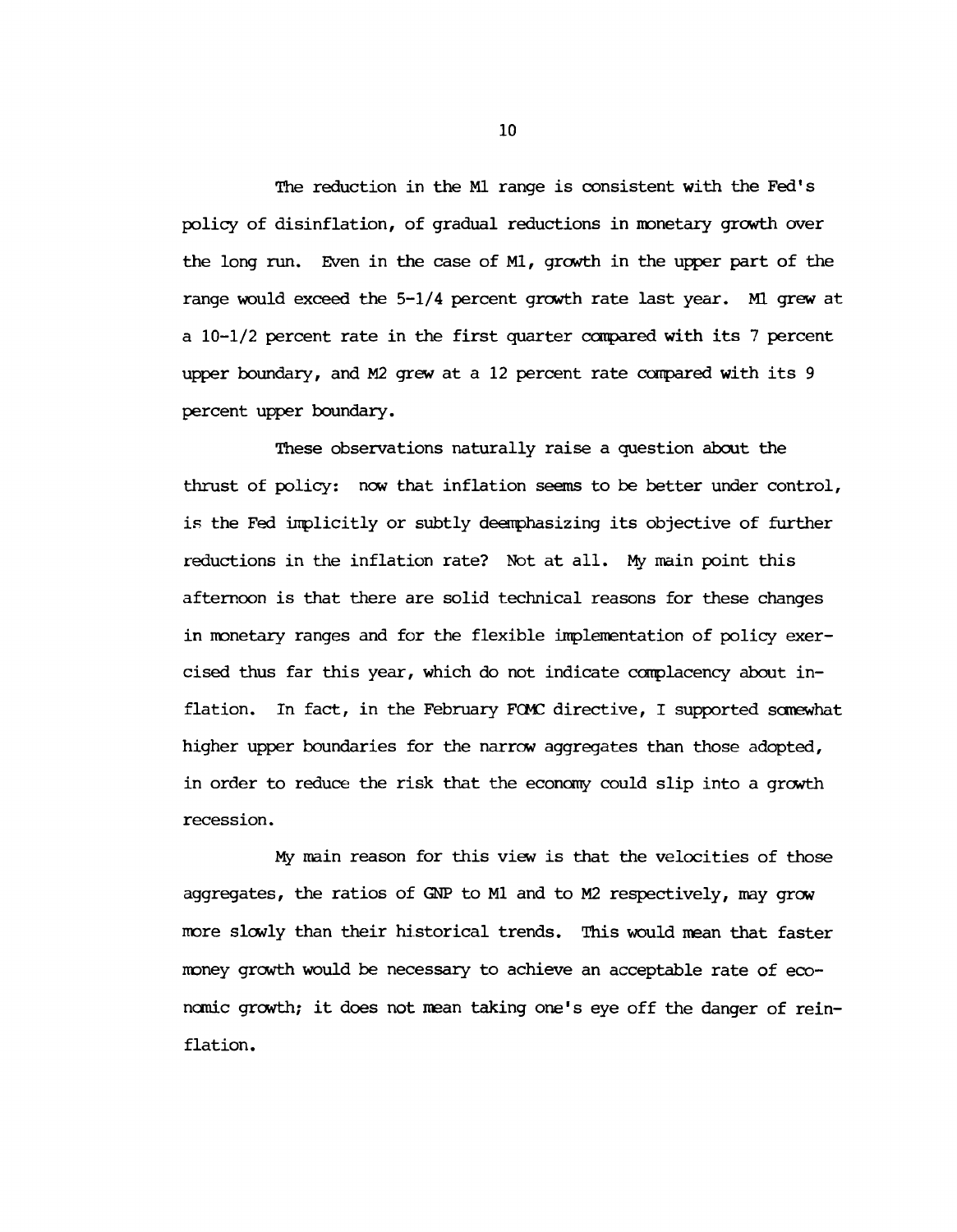The reduction in the M1 range is consistent with the Fed's policy of disinflation, of gradual reductions in monetary growth over the long run. Even in the case of M1, growth in the upper part of the range would exceed the 5-1/4 percent growth rate last year. M1 grew at a 10-1/2 percent rate in the first quarter compared with its 7 percent upper boundary, and M2 grew at a 12 percent rate compared with its 9 percent upper boundary.

These observations naturally raise a question about the thrust of policy: now that inflation seems to be better under control, is the Fed implicitly or subtly deemphasizing its objective of further reductions in the inflation rate? Not at all. My main point this afternoon is that there are solid technical reasons for these changes in monetary ranges and for the flexible implementation of policy exercised thus far this year, which do not indicate complacency about inflation. In fact, in the February FOMC directive, I supported somewhat higher upper boundaries for the narrow aggregates than those adopted, in order to reduce the risk that the economy could slip into a growth recession.

My main reason for this view is that the velocities of those aggregates, the ratios of GNP to M1 and to M2 respectively, may grow more slowly than their historical trends. This would mean that faster money growth would be necessary to achieve an acceptable rate of economic growth; it does not mean taking one's eye off the danger of reinflation.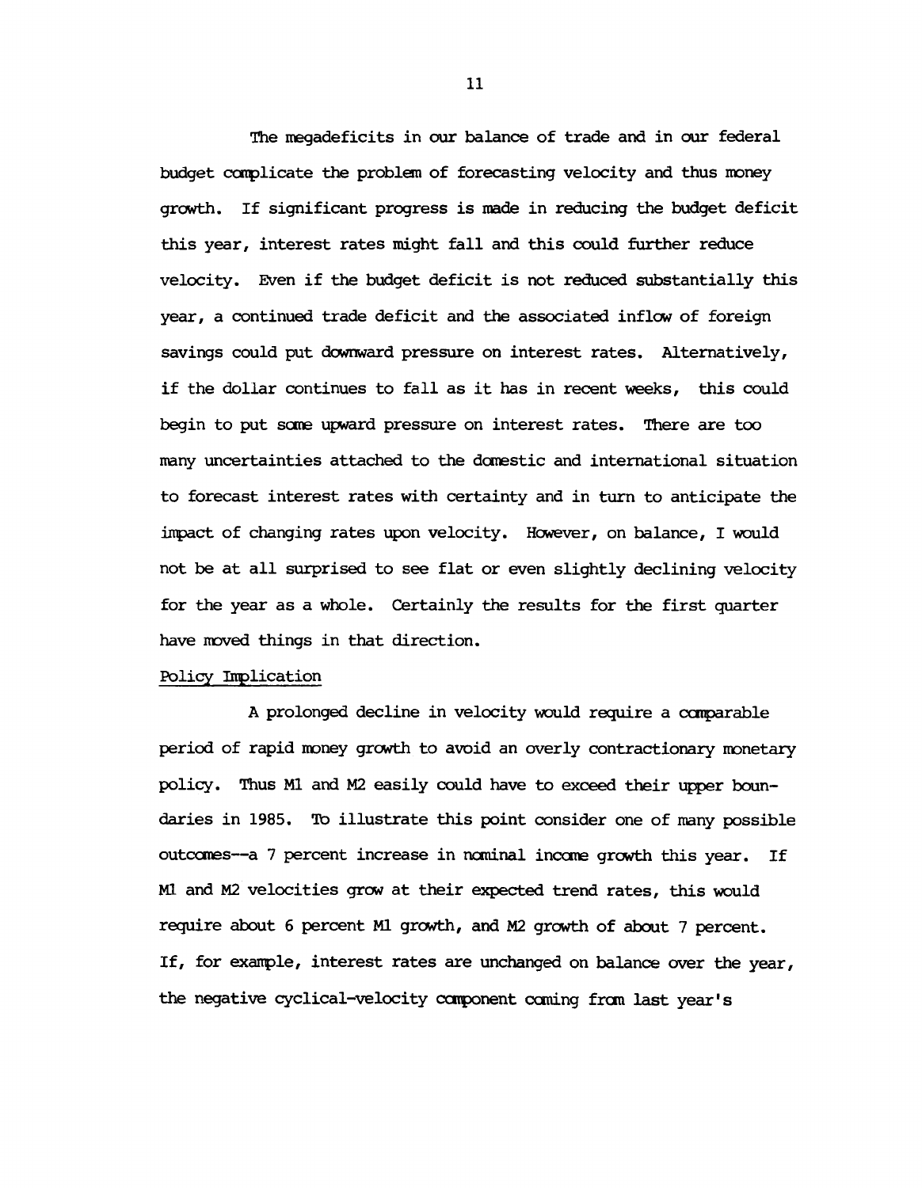The megadeficits in our balance of trade and in our federal budget complicate the problem of forecasting velocity and thus money growth. If significant progress is made in reducing the budget deficit this year, interest rates might fall and this could further reduce velocity. Even if the budget deficit is not reduced substantially this year, a continued trade deficit and the associated inflow of foreign savings could put downward pressure on interest rates. Alternatively, if the dollar continues to fall as it has in recent weeks, this could begin to put some upward pressure on interest rates. There are too many uncertainties attached to the domestic and international situation to forecast interest rates with certainty and in turn to anticipate the impact of changing rates upon velocity. However, on balance, I would not be at all surprised to see flat or even slightly declining velocity for the year as a whole. Certainly the results for the first quarter have moved things in that direction.

## Policy Implication

A prolonged decline in velocity would require a comparable period of rapid money growth to avoid an overly contractionary monetary policy. Thus M1 and M2 easily could have to exceed their upper boundaries in 1985. To illustrate this point consider one of many possible outcomes--a 7 percent increase in nominal income growth this year. If M1 and M2 velocities grow at their expected trend rates, this would require about 6 percent M1 growth, and M2 growth of about 7 percent. If, for example, interest rates are unchanged on balance over the year, the negative cyclical-velocity component coming from last year's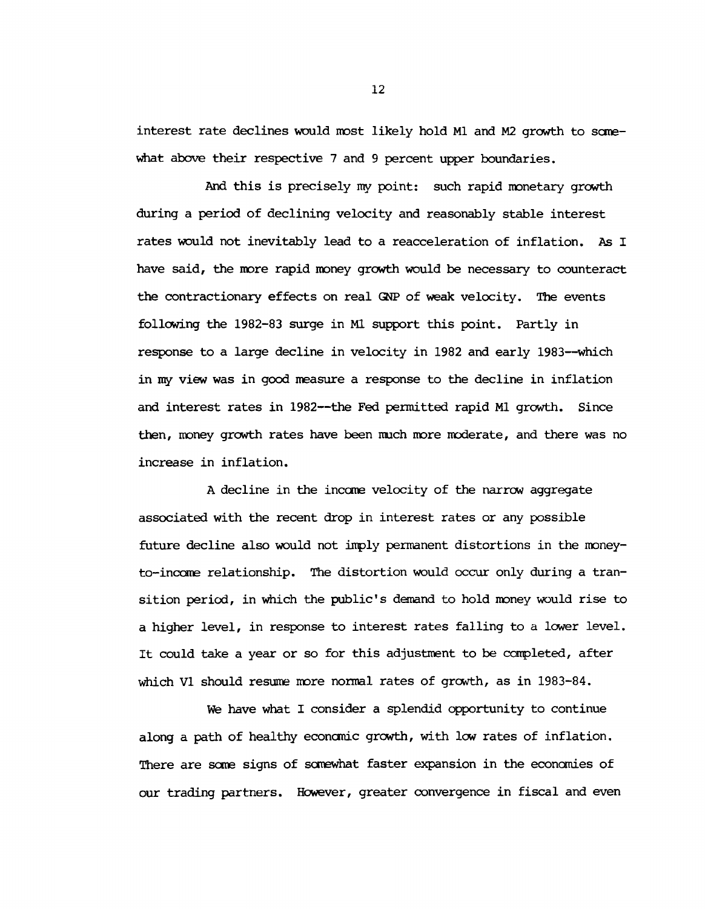interest rate declines would most likely hold M1 and M2 growth to somewhat above their respective 7 and 9 percent upper boundaries.

And this is precisely my point: such rapid monetary growth during a period of declining velocity and reasonably stable interest rates would not inevitably lead to a reacceleration of inflation. As I have said, the more rapid money growth would be necessary to counteract the contractionary effects on real GNP of weak velocity. The events following the 1982-83 surge in M1 support this point. Partly in response to a large decline in velocity in 1982 and early 1983--which in my view was in good measure a response to the decline in inflation and interest rates in 1982--the Fed permitted rapid M1 growth. Since then, money growth rates have been much more moderate, and there was no increase in inflation.

A decline in the income velocity of the narrow aggregate associated with the recent drop in interest rates or any possible future decline also would not imply permanent distortions in the money-to-income relationship. The distortion would occur only during a transition period, in which the public's demand to hold money would rise to a higher level, in response to interest rates falling to a lower level. It could take a year or so for this adjustment to be completed, after which V1 should resume more normal rates of growth, as in 1983-84.

We have what I consider a splendid opportunity to continue along a path of healthy economic growth, with low rates of inflation. There are some signs of somewhat faster expansion in the economies of our trading partners. However, greater convergence in fiscal and even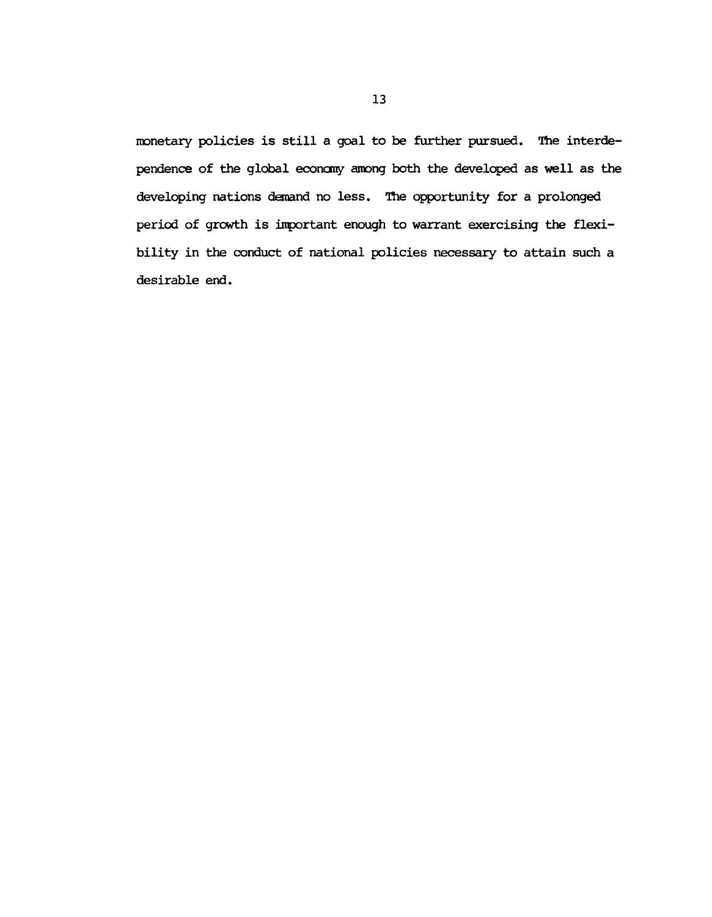monetary policies is still a goal to be further pursued. The interdependence of the global economy among both the developed as well as the developing nations demand no less. The opportunity for a prolonged period of growth is important enough to warrant exercising the flexibility in the conduct of national policies necessary to attain such a desirable end.